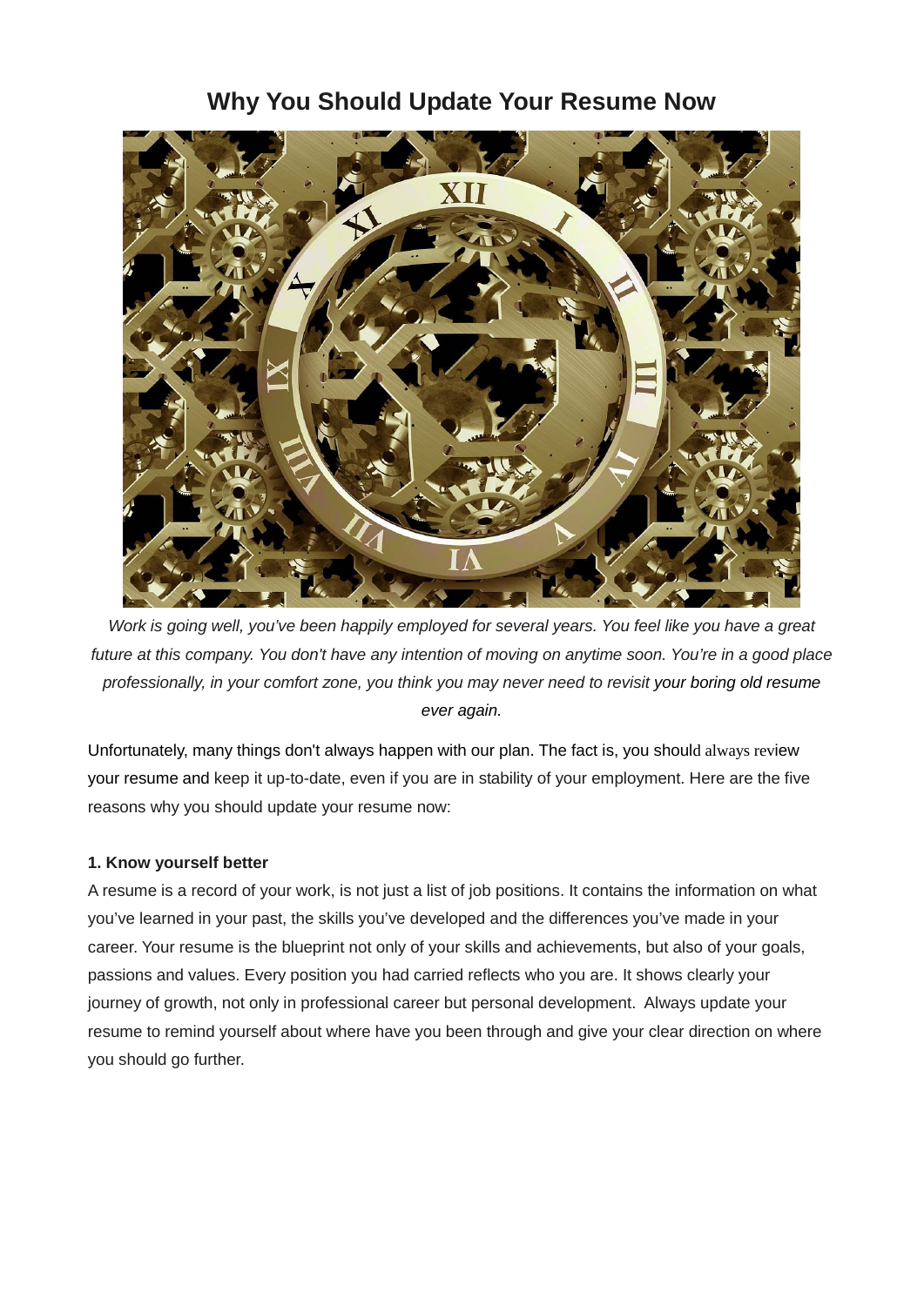# Why You Should Update Your Resume Now

*Work is going well, you've been happily employed for several years. You feel like you have a great future at this company. You don't have any intention of moving on anytime soon. You're in a good place professionally, in your comfort zone, you think you may never need to revisit your boring old resume ever again.*

Unfortunately, many things don't always happen with our plan. The fact is, you should always review your resume and keep it up-to-date, even if you are in stability of your employment. Here are the five reasons why you should update your resume now:

**1. Know yourself better**

A resume is a record of your work, is not just a list of job positions. It contains the information on what you've learned in your past, the skills you've developed and the differences you've made in your career. Your resume is the blueprint not only of your skills and achievements, but also of your goals, passions and values. Every position you had carried reflects who you are. It shows clearly your journey of growth, not only in professional career but personal development. Always update your resume to remind yourself about where have you been through and give your clear direction on where you should go further.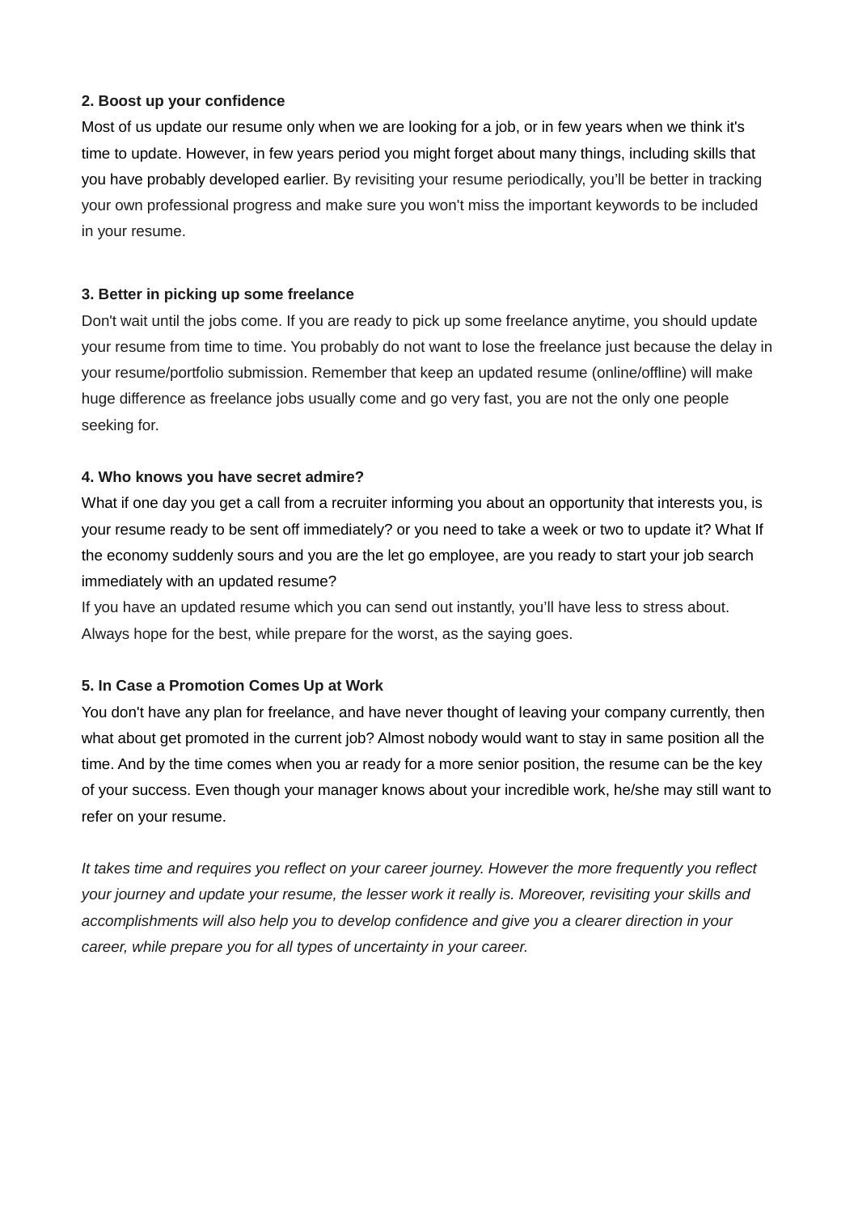**2. Boost up your confidence**

Most of us update our resume only when we are looking for a job, or in few years when we think it's time to update. However, in few years period you might forget about many things, including skills that you have probably developed earlier. By revisiting your resume periodically, you'll be better in tracking your own professional progress and make sure you won't miss the important keywords to be included in your resume.

**3. Better in picking up some freelance**

Don't wait until the jobs come. If you are ready to pick up some freelance anytime, you should update your resume from time to time. You probably do not want to lose the freelance just because the delay in your resume/portfolio submission. Remember that keep an updated resume (online/offline) will make huge difference as freelance jobs usually come and go very fast, you are not the only one people seeking for.

**4. Who knows you have secret admire?**

What if one day you get a call from a recruiter informing you about an opportunity that interests you, is your resume ready to be sent off immediately? or you need to take a week or two to update it? What If the economy suddenly sours and you are the let go employee, are you ready to start your job search immediately with an updated resume?

If you have an updated resume which you can send out instantly, you'll have less to stress about. Always hope for the best, while prepare for the worst, as the saying goes.

**5. In Case a Promotion Comes Up at Work**

You don't have any plan for freelance, and have never thought of leaving your company currently, then what about get promoted in the current job? Almost nobody would want to stay in same position all the time. And by the time comes when you ar ready for a more senior position, the resume can be the key of your success. Even though your manager knows about your incredible work, he/she may still want to refer on your resume.

*It takes time and requires you reflect on your career journey. However the more frequently you reflect your journey and update your resume, the lesser work it really is. Moreover, revisiting your skills and accomplishments will also help you to develop confidence and give you a clearer direction in your career, while prepare you for all types of uncertainty in your career.*